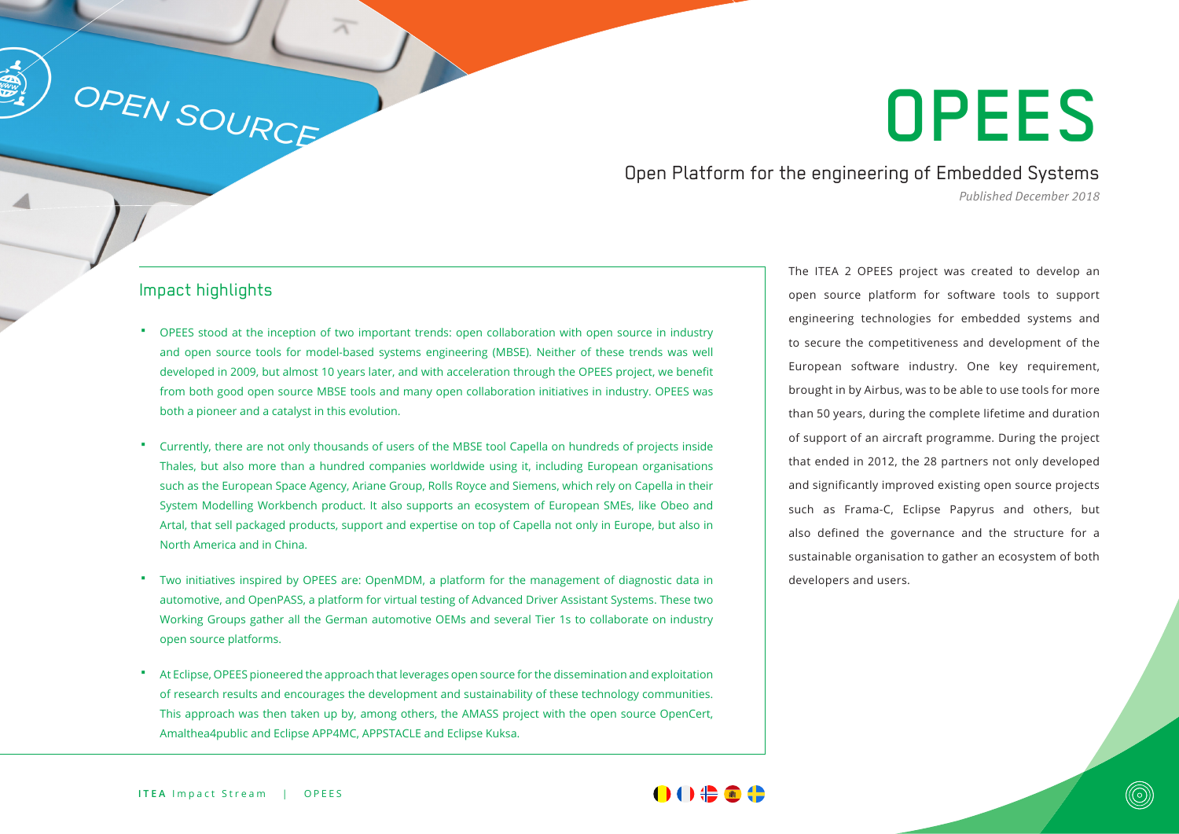# OPEES

## Open Platform for the engineering of Embedded Systems

*Published December 2018*

The ITEA 2 OPEES project was created to develop an open source platform for software tools to support engineering technologies for embedded systems and to secure the competitiveness and development of the European software industry. One key requirement, brought in by Airbus, was to be able to use tools for more than 50 years, during the complete lifetime and duration of support of an aircraft programme. During the project that ended in 2012, the 28 partners not only developed and significantly improved existing open source projects such as Frama-C, Eclipse Papyrus and others, but also defined the governance and the structure for a sustainable organisation to gather an ecosystem of both developers and users.

### Impact highlights

- OPEES stood at the inception of two important trends: open collaboration with open source in industry and open source tools for model-based systems engineering (MBSE). Neither of these trends was well developed in 2009, but almost 10 years later, and with acceleration through the OPEES project, we benefit from both good open source MBSE tools and many open collaboration initiatives in industry. OPEES was both a pioneer and a catalyst in this evolution.
- Currently, there are not only thousands of users of the MBSE tool Capella on hundreds of projects inside Thales, but also more than a hundred companies worldwide using it, including European organisations such as the European Space Agency, Ariane Group, Rolls Royce and Siemens, which rely on Capella in their System Modelling Workbench product. It also supports an ecosystem of European SMEs, like Obeo and Artal, that sell packaged products, support and expertise on top of Capella not only in Europe, but also in North America and in China.
- Two initiatives inspired by OPEES are: OpenMDM, a platform for the management of diagnostic data in automotive, and OpenPASS, a platform for virtual testing of Advanced Driver Assistant Systems. These two Working Groups gather all the German automotive OEMs and several Tier 1s to collaborate on industry open source platforms.
- At Eclipse, OPEES pioneered the approach that leverages open source for the dissemination and exploitation of research results and encourages the development and sustainability of these technology communities. This approach was then taken up by, among others, the AMASS project with the open source OpenCert, Amalthea4public and Eclipse APP4MC, APPSTACLE and Eclipse Kuksa.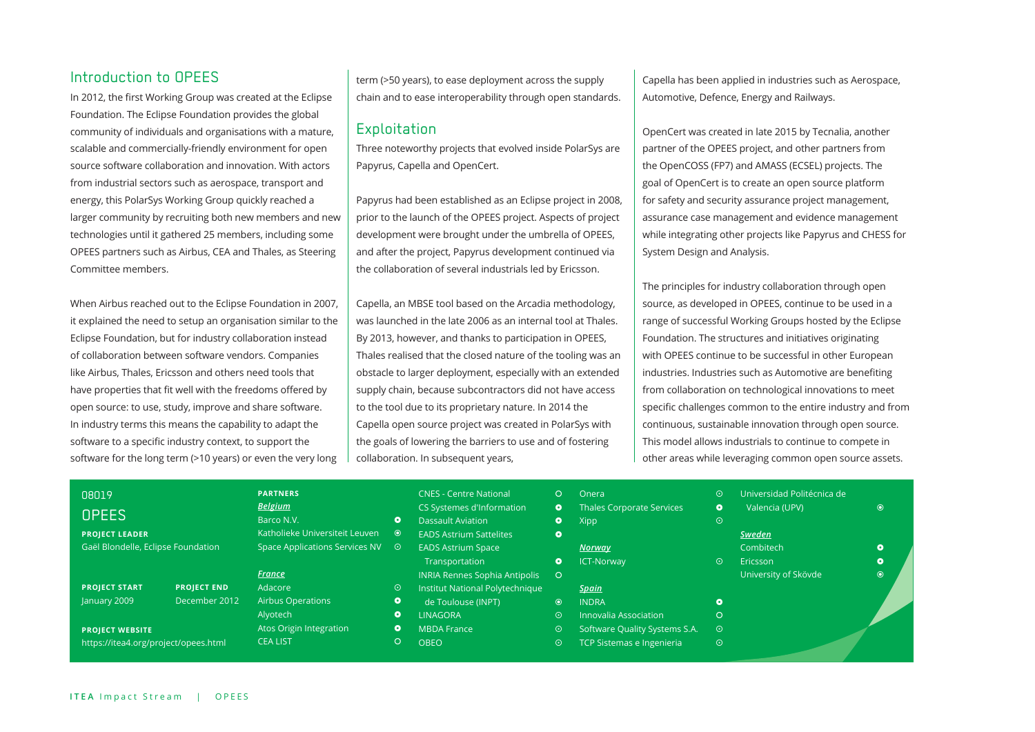## Introduction to OPEES

In 2012, the first Working Group was created at the Eclipse Foundation. The Eclipse Foundation provides the global community of individuals and organisations with a mature, scalable and commercially-friendly environment for open source software collaboration and innovation. With actors from industrial sectors such as aerospace, transport and energy, this PolarSys Working Group quickly reached a larger community by recruiting both new members and new technologies until it gathered 25 members, including some OPEES partners such as Airbus, CEA and Thales, as Steering Committee members.

When Airbus reached out to the Eclipse Foundation in 2007, it explained the need to setup an organisation similar to the Eclipse Foundation, but for industry collaboration instead of collaboration between software vendors. Companies like Airbus, Thales, Ericsson and others need tools that have properties that fit well with the freedoms offered by open source: to use, study, improve and share software. In industry terms this means the capability to adapt the software to a specific industry context, to support the software for the long term (>10 years) or even the very long term (>50 years), to ease deployment across the supply chain and to ease interoperability through open standards.

## Exploitation

Three noteworthy projects that evolved inside PolarSys are Papyrus, Capella and OpenCert.

Papyrus had been established as an Eclipse project in 2008, prior to the launch of the OPEES project. Aspects of project development were brought under the umbrella of OPEES, and after the project, Papyrus development continued via the collaboration of several industrials led by Ericsson.

Capella, an MBSE tool based on the Arcadia methodology, was launched in the late 2006 as an internal tool at Thales. By 2013, however, and thanks to participation in OPEES, Thales realised that the closed nature of the tooling was an obstacle to larger deployment, especially with an extended supply chain, because subcontractors did not have access to the tool due to its proprietary nature. In 2014 the Capella open source project was created in PolarSys with the goals of lowering the barriers to use and of fostering collaboration. In subsequent years, Capella has been applied in industries such as Aerospace, Automotive, Defence, Energy and Railways.

OpenCert was created in late 2015 by Tecnalia, another partner of the OPEES project, and other partners from the OpenCOSS (FP7) and AMASS (ECSEL) projects. The goal of OpenCert is to create an open source platform for safety and security assurance project management, assurance case management and evidence management while integrating other projects like Papyrus and CHESS for System Design and Analysis.

The principles for industry collaboration through open source, as developed in OPEES, continue to be used in a range of successful Working Groups hosted by the Eclipse Foundation. The structures and initiatives originating with OPEES continue to be successful in other European industries. Industries such as Automotive are benefiting from collaboration on technological innovations to meet specific challenges common to the entire industry and from continuous, sustainable innovation through open source. This model allows industrials to continue to compete in other areas while leveraging common open source assets.

08019

**OPEES**

**PROJECT LEADER**
Gaël Blondelle, Eclipse Foundation

**PROJECT START**
January 2009

**PROJECT END**
December 2012

**PROJECT WEBSITE**
https://itea4.org/project/opees.html

**PARTNERS**

***Belgium***
- Barco N.V.
- Katholieke Universiteit Leuven
- Space Applications Services NV

***France***
- Adacore
- Airbus Operations
- Alyotech
- Atos Origin Integration
- CEA LIST
- CNES - Centre National
- CS Systemes d'Information
- Dassault Aviation
- EADS Astrium Sattelites
- EADS Astrium Space Transportation
- INRIA Rennes Sophia Antipolis
- Institut National Polytechnique de Toulouse (INPT)
- LINAGORA
- MBDA France
- OBEO
- Onera
- Thales Corporate Services
- Xipp

***Norway***
- ICT-Norway

***Spain***
- INDRA
- Innovalia Association
- Software Quality Systems S.A.
- TCP Sistemas e Ingenieria
- Universidad Politécnica de Valencia (UPV)

***Sweden***
- Combitech
- Ericsson
- University of Skövde